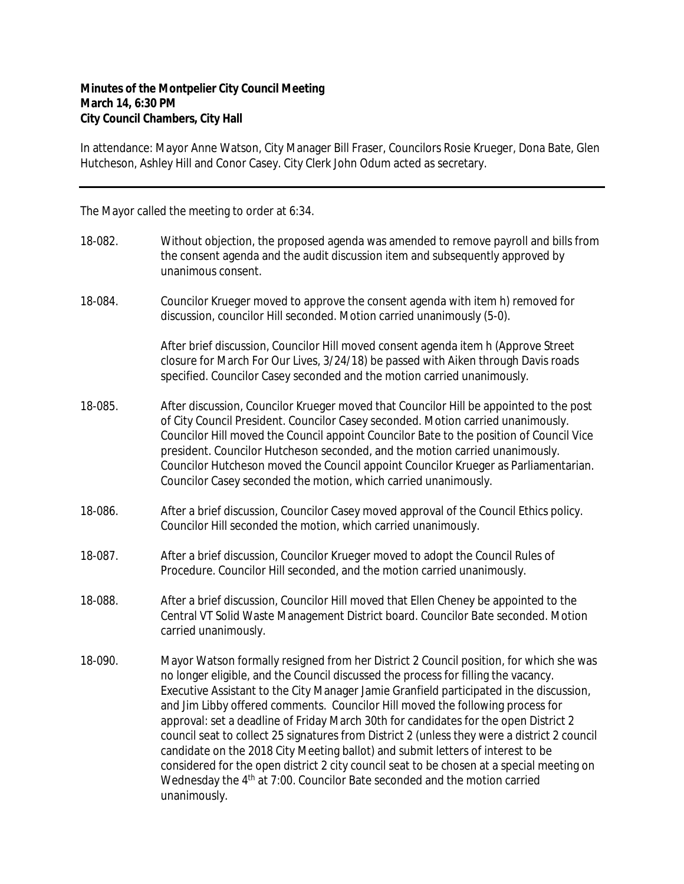**Minutes of the Montpelier City Council Meeting**
**March 14, 6:30 PM**
**City Council Chambers, City Hall**

In attendance: Mayor Anne Watson, City Manager Bill Fraser, Councilors Rosie Krueger, Dona Bate, Glen Hutcheson, Ashley Hill and Conor Casey. City Clerk John Odum acted as secretary.

---

The Mayor called the meeting to order at 6:34.

18-082. Without objection, the proposed agenda was amended to remove payroll and bills from the consent agenda and the audit discussion item and subsequently approved by unanimous consent.

18-084. Councilor Krueger moved to approve the consent agenda with item h) removed for discussion, councilor Hill seconded. Motion carried unanimously (5-0).

After brief discussion, Councilor Hill moved consent agenda item h (Approve Street closure for March For Our Lives, 3/24/18) be passed with Aiken through Davis roads specified. Councilor Casey seconded and the motion carried unanimously.

18-085. After discussion, Councilor Krueger moved that Councilor Hill be appointed to the post of City Council President. Councilor Casey seconded. Motion carried unanimously. Councilor Hill moved the Council appoint Councilor Bate to the position of Council Vice president. Councilor Hutcheson seconded, and the motion carried unanimously. Councilor Hutcheson moved the Council appoint Councilor Krueger as Parliamentarian. Councilor Casey seconded the motion, which carried unanimously.

18-086. After a brief discussion, Councilor Casey moved approval of the Council Ethics policy. Councilor Hill seconded the motion, which carried unanimously.

18-087. After a brief discussion, Councilor Krueger moved to adopt the Council Rules of Procedure. Councilor Hill seconded, and the motion carried unanimously.

18-088. After a brief discussion, Councilor Hill moved that Ellen Cheney be appointed to the Central VT Solid Waste Management District board. Councilor Bate seconded. Motion carried unanimously.

18-090. Mayor Watson formally resigned from her District 2 Council position, for which she was no longer eligible, and the Council discussed the process for filling the vacancy. Executive Assistant to the City Manager Jamie Granfield participated in the discussion, and Jim Libby offered comments. Councilor Hill moved the following process for approval: set a deadline of Friday March 30th for candidates for the open District 2 council seat to collect 25 signatures from District 2 (unless they were a district 2 council candidate on the 2018 City Meeting ballot) and submit letters of interest to be considered for the open district 2 city council seat to be chosen at a special meeting on Wednesday the 4th at 7:00. Councilor Bate seconded and the motion carried unanimously.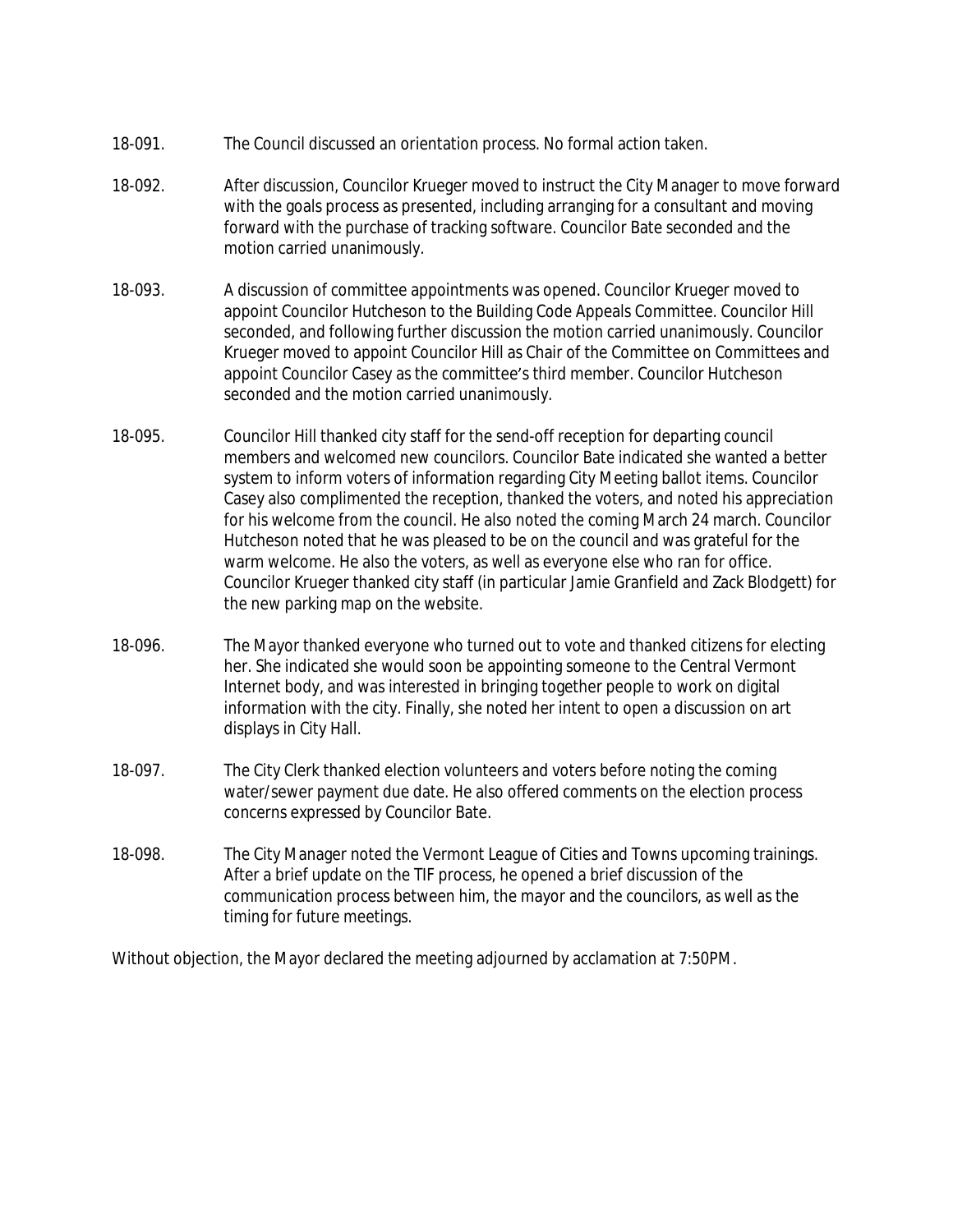18-091. The Council discussed an orientation process. No formal action taken.

18-092. After discussion, Councilor Krueger moved to instruct the City Manager to move forward with the goals process as presented, including arranging for a consultant and moving forward with the purchase of tracking software. Councilor Bate seconded and the motion carried unanimously.

18-093. A discussion of committee appointments was opened. Councilor Krueger moved to appoint Councilor Hutcheson to the Building Code Appeals Committee. Councilor Hill seconded, and following further discussion the motion carried unanimously. Councilor Krueger moved to appoint Councilor Hill as Chair of the Committee on Committees and appoint Councilor Casey as the committee's third member. Councilor Hutcheson seconded and the motion carried unanimously.

18-095. Councilor Hill thanked city staff for the send-off reception for departing council members and welcomed new councilors. Councilor Bate indicated she wanted a better system to inform voters of information regarding City Meeting ballot items. Councilor Casey also complimented the reception, thanked the voters, and noted his appreciation for his welcome from the council. He also noted the coming March 24 march. Councilor Hutcheson noted that he was pleased to be on the council and was grateful for the warm welcome. He also the voters, as well as everyone else who ran for office. Councilor Krueger thanked city staff (in particular Jamie Granfield and Zack Blodgett) for the new parking map on the website.

18-096. The Mayor thanked everyone who turned out to vote and thanked citizens for electing her. She indicated she would soon be appointing someone to the Central Vermont Internet body, and was interested in bringing together people to work on digital information with the city. Finally, she noted her intent to open a discussion on art displays in City Hall.

18-097. The City Clerk thanked election volunteers and voters before noting the coming water/sewer payment due date. He also offered comments on the election process concerns expressed by Councilor Bate.

18-098. The City Manager noted the Vermont League of Cities and Towns upcoming trainings. After a brief update on the TIF process, he opened a brief discussion of the communication process between him, the mayor and the councilors, as well as the timing for future meetings.

Without objection, the Mayor declared the meeting adjourned by acclamation at 7:50PM.